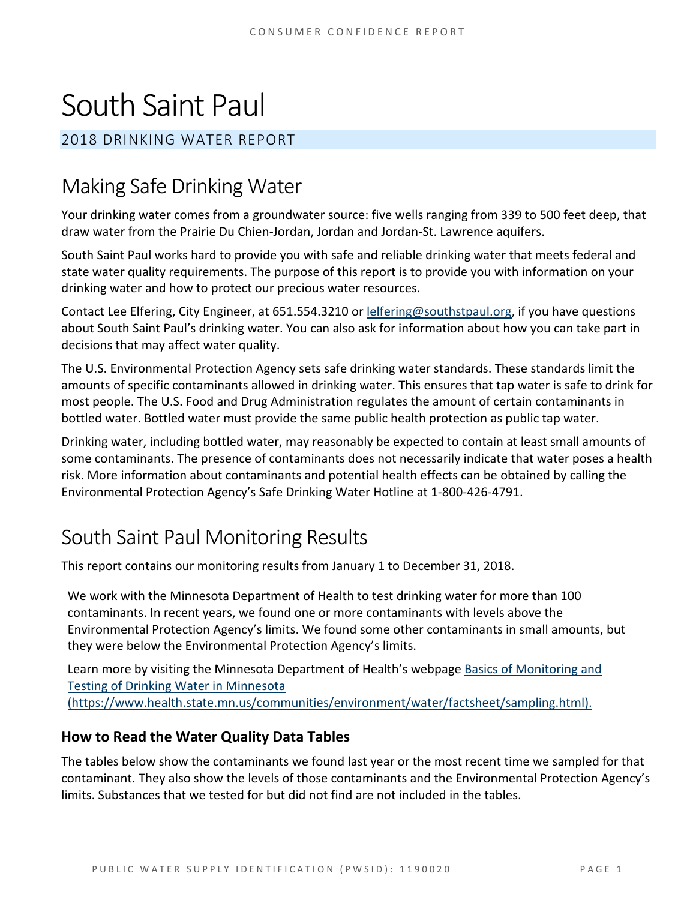# South Saint Paul

## 2018 DRINKING WATER REPORT

## Making Safe Drinking Water

Your drinking water comes from a groundwater source: five wells ranging from 339 to 500 feet deep, that draw water from the Prairie Du Chien-Jordan, Jordan and Jordan-St. Lawrence aquifers.

South Saint Paul works hard to provide you with safe and reliable drinking water that meets federal and state water quality requirements. The purpose of this report is to provide you with information on your drinking water and how to protect our precious water resources.

Contact Lee Elfering, City Engineer, at 651.554.3210 or [lelfering@southstpaul.org](mailto:lelfering@southstpaul.org), if you have questions about South Saint Paul's drinking water. You can also ask for information about how you can take part in decisions that may affect water quality.

The U.S. Environmental Protection Agency sets safe drinking water standards. These standards limit the amounts of specific contaminants allowed in drinking water. This ensures that tap water is safe to drink for most people. The U.S. Food and Drug Administration regulates the amount of certain contaminants in bottled water. Bottled water must provide the same public health protection as public tap water.

Drinking water, including bottled water, may reasonably be expected to contain at least small amounts of some contaminants. The presence of contaminants does not necessarily indicate that water poses a health risk. More information about contaminants and potential health effects can be obtained by calling the Environmental Protection Agency's Safe Drinking Water Hotline at 1-800-426-4791.

## South Saint Paul Monitoring Results

This report contains our monitoring results from January 1 to December 31, 2018.

We work with the Minnesota Department of Health to test drinking water for more than 100 contaminants. In recent years, we found one or more contaminants with levels above the Environmental Protection Agency's limits. We found some other contaminants in small amounts, but they were below the Environmental Protection Agency's limits.

Learn more by visiting the Minnesota Department of Health's webpage [Basics of Monitoring and Testing of Drinking Water in Minnesota (https://www.health.state.mn.us/communities/environment/water/factsheet/sampling.html).](https://www.health.state.mn.us/communities/environment/water/factsheet/sampling.html)

### How to Read the Water Quality Data Tables

The tables below show the contaminants we found last year or the most recent time we sampled for that contaminant. They also show the levels of those contaminants and the Environmental Protection Agency's limits. Substances that we tested for but did not find are not included in the tables.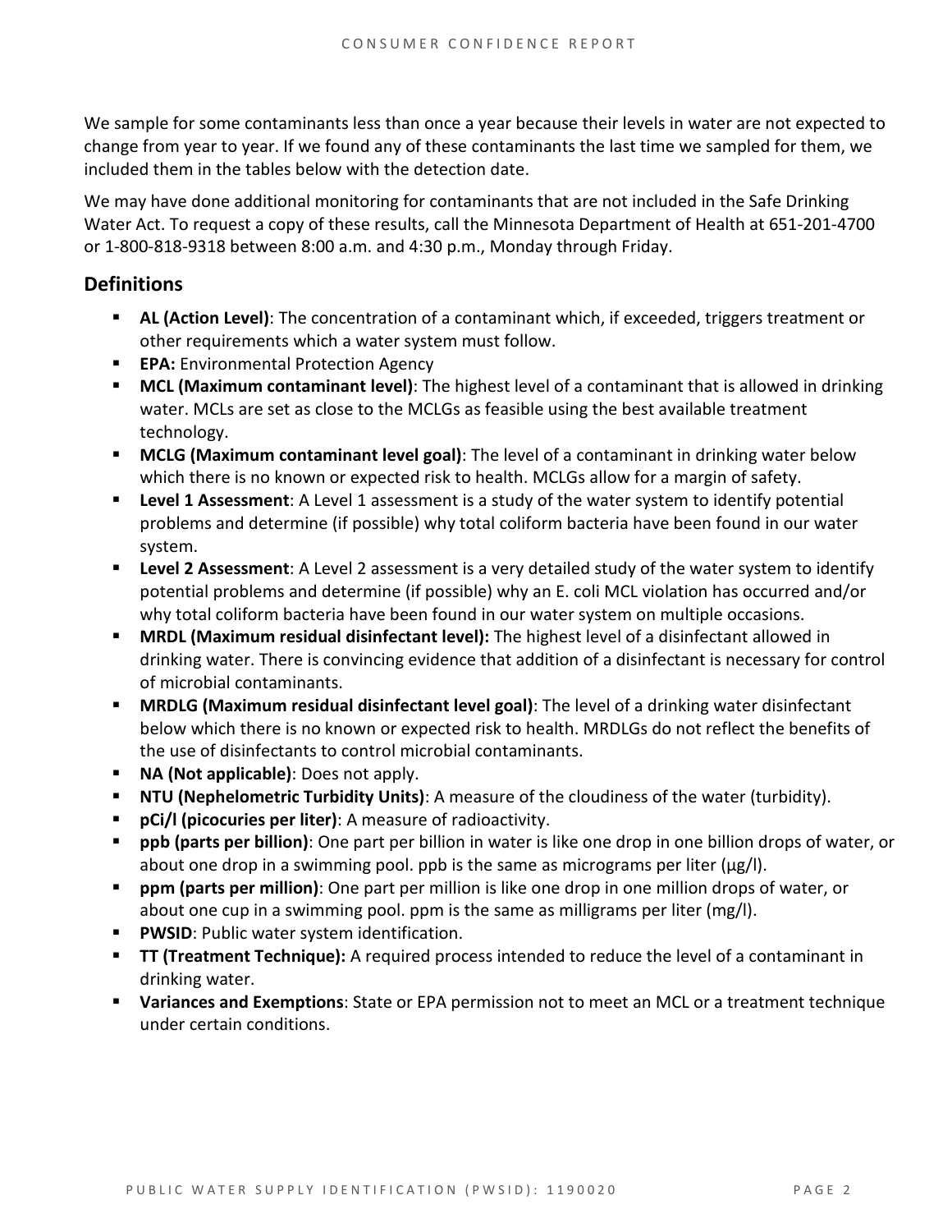We sample for some contaminants less than once a year because their levels in water are not expected to change from year to year. If we found any of these contaminants the last time we sampled for them, we included them in the tables below with the detection date.

We may have done additional monitoring for contaminants that are not included in the Safe Drinking Water Act. To request a copy of these results, call the Minnesota Department of Health at 651-201-4700 or 1-800-818-9318 between 8:00 a.m. and 4:30 p.m., Monday through Friday.

## Definitions

- **AL (Action Level)**: The concentration of a contaminant which, if exceeded, triggers treatment or other requirements which a water system must follow.
- **EPA:** Environmental Protection Agency
- **MCL (Maximum contaminant level)**: The highest level of a contaminant that is allowed in drinking water. MCLs are set as close to the MCLGs as feasible using the best available treatment technology.
- **MCLG (Maximum contaminant level goal)**: The level of a contaminant in drinking water below which there is no known or expected risk to health. MCLGs allow for a margin of safety.
- **Level 1 Assessment**: A Level 1 assessment is a study of the water system to identify potential problems and determine (if possible) why total coliform bacteria have been found in our water system.
- **Level 2 Assessment**: A Level 2 assessment is a very detailed study of the water system to identify potential problems and determine (if possible) why an E. coli MCL violation has occurred and/or why total coliform bacteria have been found in our water system on multiple occasions.
- **MRDL (Maximum residual disinfectant level):** The highest level of a disinfectant allowed in drinking water. There is convincing evidence that addition of a disinfectant is necessary for control of microbial contaminants.
- **MRDLG (Maximum residual disinfectant level goal)**: The level of a drinking water disinfectant below which there is no known or expected risk to health. MRDLGs do not reflect the benefits of the use of disinfectants to control microbial contaminants.
- **NA (Not applicable)**: Does not apply.
- **NTU (Nephelometric Turbidity Units)**: A measure of the cloudiness of the water (turbidity).
- **pCi/l (picocuries per liter)**: A measure of radioactivity.
- **ppb (parts per billion)**: One part per billion in water is like one drop in one billion drops of water, or about one drop in a swimming pool. ppb is the same as micrograms per liter (μg/l).
- **ppm (parts per million)**: One part per million is like one drop in one million drops of water, or about one cup in a swimming pool. ppm is the same as milligrams per liter (mg/l).
- **PWSID**: Public water system identification.
- **TT (Treatment Technique):** A required process intended to reduce the level of a contaminant in drinking water.
- **Variances and Exemptions**: State or EPA permission not to meet an MCL or a treatment technique under certain conditions.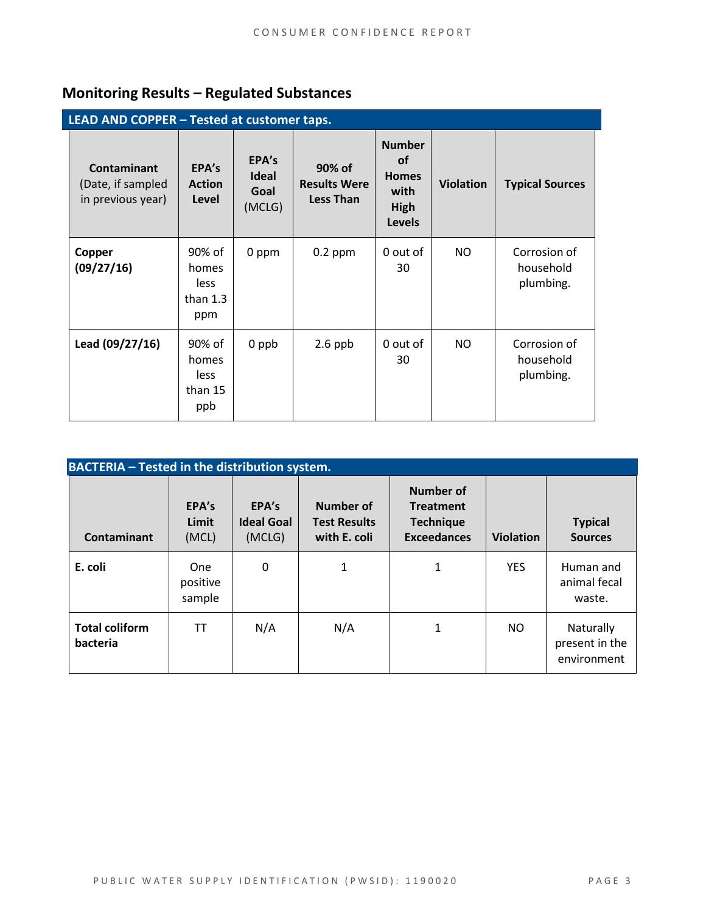## Monitoring Results – Regulated Substances

| LEAD AND COPPER – Tested at customer taps. | | | | | | |
|---|---|---|---|---|---|---|
| **Contaminant** (Date, if sampled in previous year) | **EPA's Action Level** | **EPA's Ideal Goal** (MCLG) | **90% of Results Were Less Than** | **Number of Homes with High Levels** | **Violation** | **Typical Sources** |
| **Copper (09/27/16)** | 90% of homes less than 1.3 ppm | 0 ppm | 0.2 ppm | 0 out of 30 | NO | Corrosion of household plumbing. |
| **Lead (09/27/16)** | 90% of homes less than 15 ppb | 0 ppb | 2.6 ppb | 0 out of 30 | NO | Corrosion of household plumbing. |

| BACTERIA – Tested in the distribution system. | | | | | | |
|---|---|---|---|---|---|---|
| **Contaminant** | **EPA's Limit** (MCL) | **EPA's Ideal Goal** (MCLG) | **Number of Test Results with E. coli** | **Number of Treatment Technique Exceedances** | **Violation** | **Typical Sources** |
| **E. coli** | One positive sample | 0 | 1 | 1 | YES | Human and animal fecal waste. |
| **Total coliform bacteria** | TT | N/A | N/A | 1 | NO | Naturally present in the environment |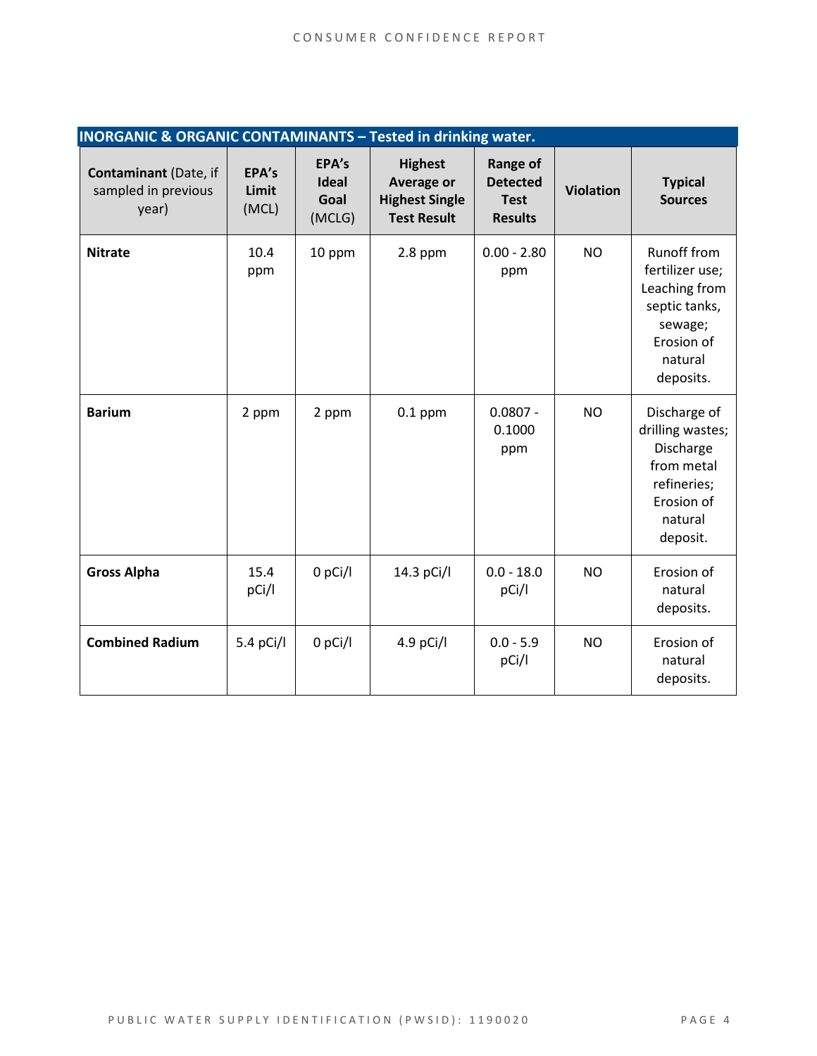| INORGANIC & ORGANIC CONTAMINANTS – Tested in drinking water. | | | | | | |
|---|---|---|---|---|---|---|
| **Contaminant** (Date, if sampled in previous year) | **EPA's Limit** (MCL) | **EPA's Ideal Goal** (MCLG) | **Highest Average or Highest Single Test Result** | **Range of Detected Test Results** | **Violation** | **Typical Sources** |
| **Nitrate** | 10.4 ppm | 10 ppm | 2.8 ppm | 0.00 - 2.80 ppm | NO | Runoff from fertilizer use; Leaching from septic tanks, sewage; Erosion of natural deposits. |
| **Barium** | 2 ppm | 2 ppm | 0.1 ppm | 0.0807 - 0.1000 ppm | NO | Discharge of drilling wastes; Discharge from metal refineries; Erosion of natural deposit. |
| **Gross Alpha** | 15.4 pCi/l | 0 pCi/l | 14.3 pCi/l | 0.0 - 18.0 pCi/l | NO | Erosion of natural deposits. |
| **Combined Radium** | 5.4 pCi/l | 0 pCi/l | 4.9 pCi/l | 0.0 - 5.9 pCi/l | NO | Erosion of natural deposits. |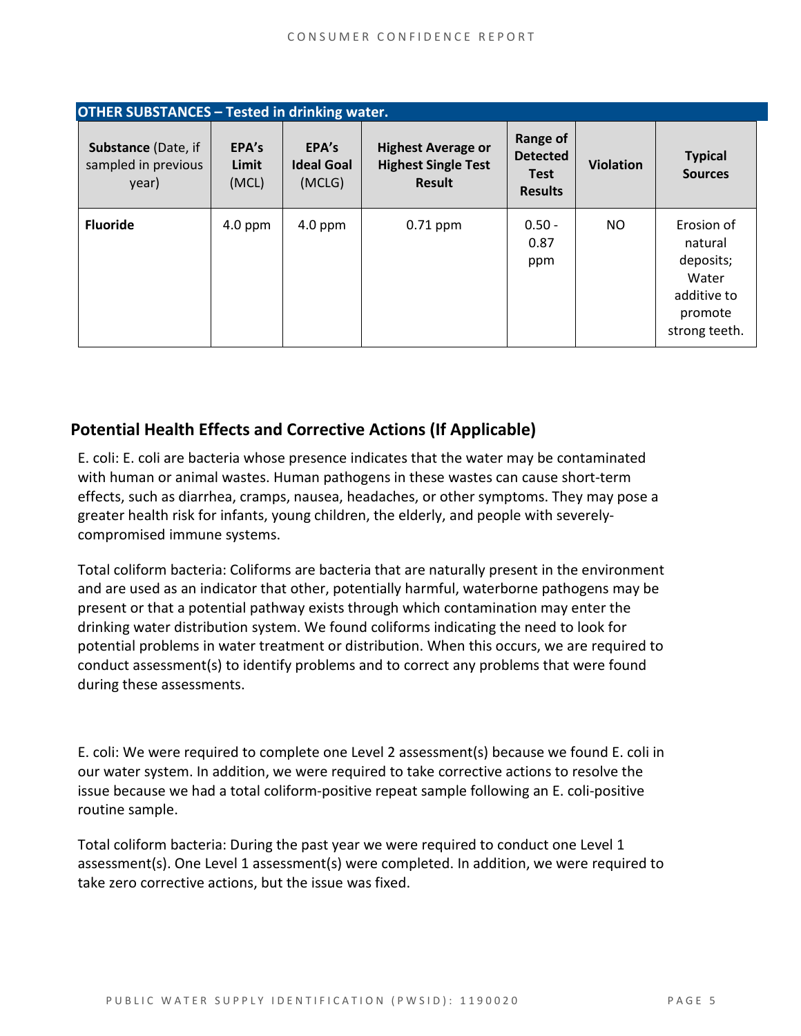| OTHER SUBSTANCES – Tested in drinking water. | | | | | | |
|---|---|---|---|---|---|---|
| **Substance** (Date, if sampled in previous year) | **EPA's Limit** (MCL) | **EPA's Ideal Goal** (MCLG) | **Highest Average or Highest Single Test Result** | **Range of Detected Test Results** | **Violation** | **Typical Sources** |
| **Fluoride** | 4.0 ppm | 4.0 ppm | 0.71 ppm | 0.50 - 0.87 ppm | NO | Erosion of natural deposits; Water additive to promote strong teeth. |

## Potential Health Effects and Corrective Actions (If Applicable)

E. coli: E. coli are bacteria whose presence indicates that the water may be contaminated with human or animal wastes. Human pathogens in these wastes can cause short-term effects, such as diarrhea, cramps, nausea, headaches, or other symptoms. They may pose a greater health risk for infants, young children, the elderly, and people with severely-compromised immune systems.

Total coliform bacteria: Coliforms are bacteria that are naturally present in the environment and are used as an indicator that other, potentially harmful, waterborne pathogens may be present or that a potential pathway exists through which contamination may enter the drinking water distribution system. We found coliforms indicating the need to look for potential problems in water treatment or distribution. When this occurs, we are required to conduct assessment(s) to identify problems and to correct any problems that were found during these assessments.

E. coli: We were required to complete one Level 2 assessment(s) because we found E. coli in our water system. In addition, we were required to take corrective actions to resolve the issue because we had a total coliform-positive repeat sample following an E. coli-positive routine sample.

Total coliform bacteria: During the past year we were required to conduct one Level 1 assessment(s). One Level 1 assessment(s) were completed. In addition, we were required to take zero corrective actions, but the issue was fixed.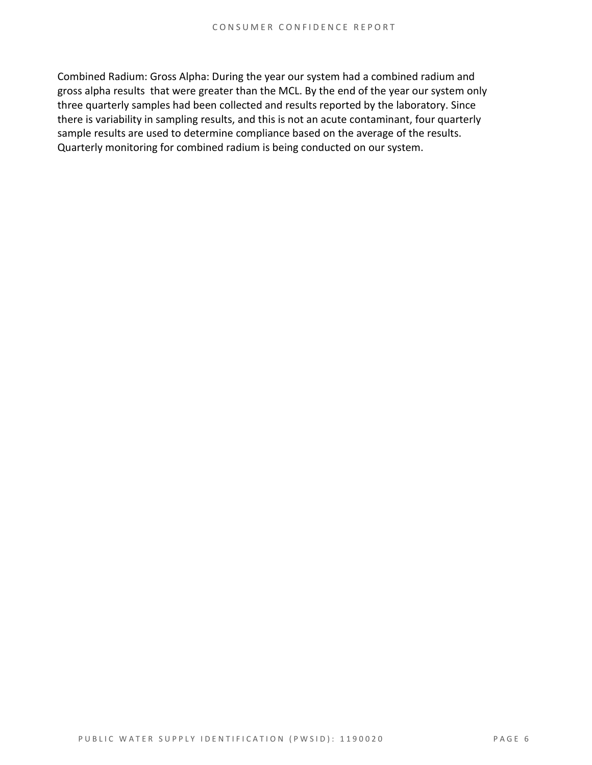Combined Radium: Gross Alpha: During the year our system had a combined radium and gross alpha results that were greater than the MCL. By the end of the year our system only three quarterly samples had been collected and results reported by the laboratory. Since there is variability in sampling results, and this is not an acute contaminant, four quarterly sample results are used to determine compliance based on the average of the results. Quarterly monitoring for combined radium is being conducted on our system.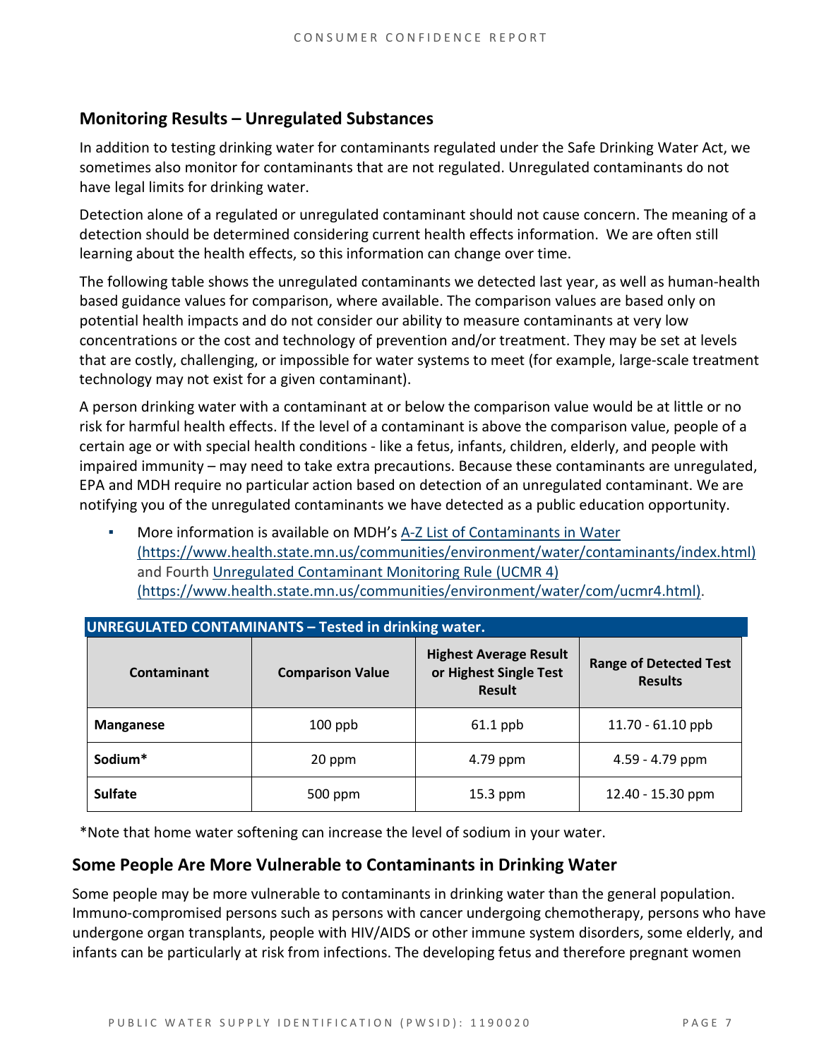## Monitoring Results – Unregulated Substances

In addition to testing drinking water for contaminants regulated under the Safe Drinking Water Act, we sometimes also monitor for contaminants that are not regulated. Unregulated contaminants do not have legal limits for drinking water.

Detection alone of a regulated or unregulated contaminant should not cause concern. The meaning of a detection should be determined considering current health effects information. We are often still learning about the health effects, so this information can change over time.

The following table shows the unregulated contaminants we detected last year, as well as human-health based guidance values for comparison, where available. The comparison values are based only on potential health impacts and do not consider our ability to measure contaminants at very low concentrations or the cost and technology of prevention and/or treatment. They may be set at levels that are costly, challenging, or impossible for water systems to meet (for example, large-scale treatment technology may not exist for a given contaminant).

A person drinking water with a contaminant at or below the comparison value would be at little or no risk for harmful health effects. If the level of a contaminant is above the comparison value, people of a certain age or with special health conditions - like a fetus, infants, children, elderly, and people with impaired immunity – may need to take extra precautions. Because these contaminants are unregulated, EPA and MDH require no particular action based on detection of an unregulated contaminant. We are notifying you of the unregulated contaminants we have detected as a public education opportunity.

- More information is available on MDH's [A-Z List of Contaminants in Water (https://www.health.state.mn.us/communities/environment/water/contaminants/index.html)](https://www.health.state.mn.us/communities/environment/water/contaminants/index.html) and Fourth [Unregulated Contaminant Monitoring Rule (UCMR 4) (https://www.health.state.mn.us/communities/environment/water/com/ucmr4.html)](https://www.health.state.mn.us/communities/environment/water/com/ucmr4.html).

**UNREGULATED CONTAMINANTS – Tested in drinking water.**

| Contaminant | Comparison Value | Highest Average Result or Highest Single Test Result | Range of Detected Test Results |
|---|---|---|---|
| **Manganese** | 100 ppb | 61.1 ppb | 11.70 - 61.10 ppb |
| **Sodium*** | 20 ppm | 4.79 ppm | 4.59 - 4.79 ppm |
| **Sulfate** | 500 ppm | 15.3 ppm | 12.40 - 15.30 ppm |

*Note that home water softening can increase the level of sodium in your water.

## Some People Are More Vulnerable to Contaminants in Drinking Water

Some people may be more vulnerable to contaminants in drinking water than the general population. Immuno-compromised persons such as persons with cancer undergoing chemotherapy, persons who have undergone organ transplants, people with HIV/AIDS or other immune system disorders, some elderly, and infants can be particularly at risk from infections. The developing fetus and therefore pregnant women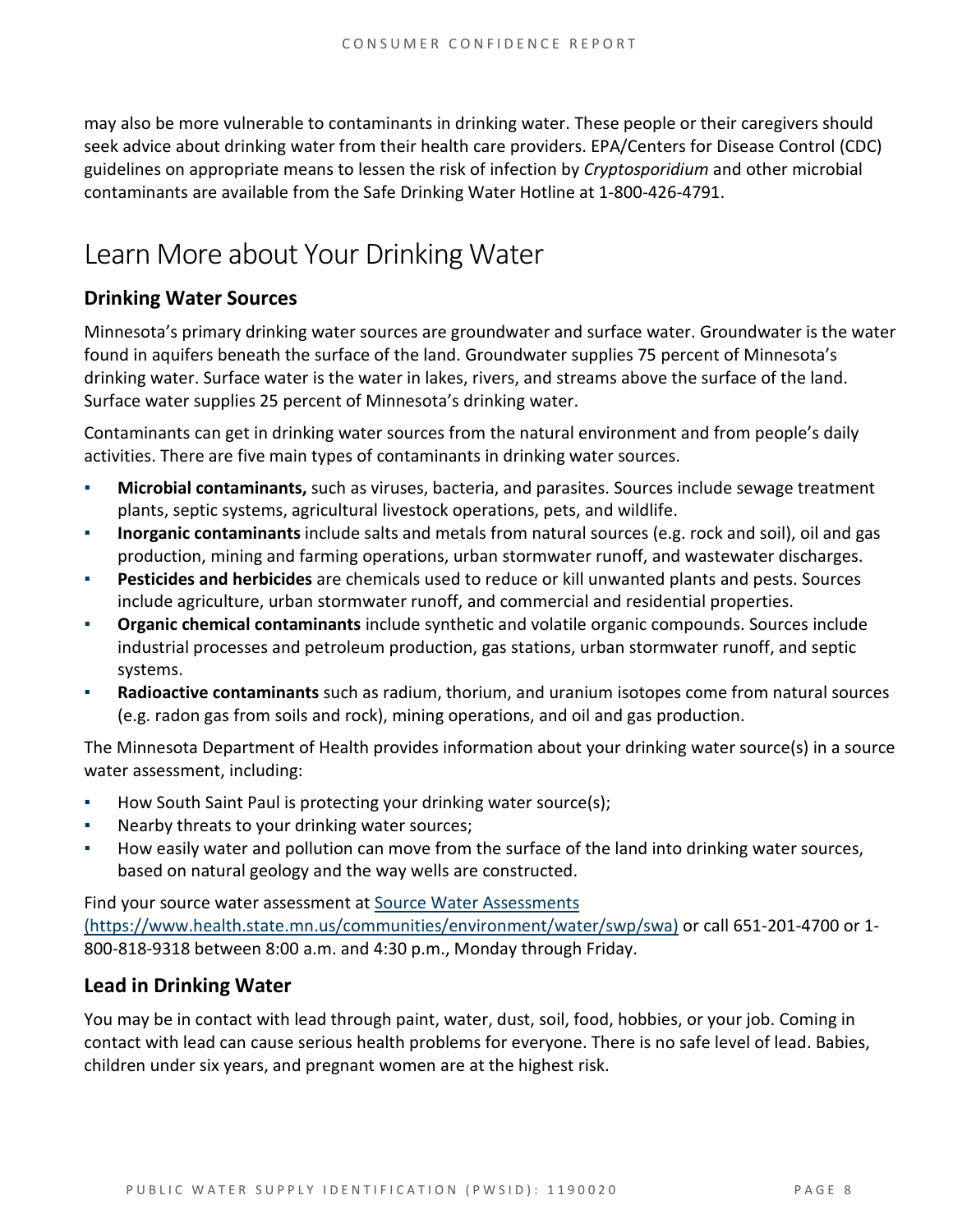may also be more vulnerable to contaminants in drinking water. These people or their caregivers should seek advice about drinking water from their health care providers. EPA/Centers for Disease Control (CDC) guidelines on appropriate means to lessen the risk of infection by *Cryptosporidium* and other microbial contaminants are available from the Safe Drinking Water Hotline at 1-800-426-4791.

# Learn More about Your Drinking Water

## Drinking Water Sources

Minnesota's primary drinking water sources are groundwater and surface water. Groundwater is the water found in aquifers beneath the surface of the land. Groundwater supplies 75 percent of Minnesota's drinking water. Surface water is the water in lakes, rivers, and streams above the surface of the land. Surface water supplies 25 percent of Minnesota's drinking water.

Contaminants can get in drinking water sources from the natural environment and from people's daily activities. There are five main types of contaminants in drinking water sources.

- **Microbial contaminants,** such as viruses, bacteria, and parasites. Sources include sewage treatment plants, septic systems, agricultural livestock operations, pets, and wildlife.
- **Inorganic contaminants** include salts and metals from natural sources (e.g. rock and soil), oil and gas production, mining and farming operations, urban stormwater runoff, and wastewater discharges.
- **Pesticides and herbicides** are chemicals used to reduce or kill unwanted plants and pests. Sources include agriculture, urban stormwater runoff, and commercial and residential properties.
- **Organic chemical contaminants** include synthetic and volatile organic compounds. Sources include industrial processes and petroleum production, gas stations, urban stormwater runoff, and septic systems.
- **Radioactive contaminants** such as radium, thorium, and uranium isotopes come from natural sources (e.g. radon gas from soils and rock), mining operations, and oil and gas production.

The Minnesota Department of Health provides information about your drinking water source(s) in a source water assessment, including:

- How South Saint Paul is protecting your drinking water source(s);
- Nearby threats to your drinking water sources;
- How easily water and pollution can move from the surface of the land into drinking water sources, based on natural geology and the way wells are constructed.

Find your source water assessment at [Source Water Assessments (https://www.health.state.mn.us/communities/environment/water/swp/swa)](https://www.health.state.mn.us/communities/environment/water/swp/swa) or call 651-201-4700 or 1-800-818-9318 between 8:00 a.m. and 4:30 p.m., Monday through Friday.

## Lead in Drinking Water

You may be in contact with lead through paint, water, dust, soil, food, hobbies, or your job. Coming in contact with lead can cause serious health problems for everyone. There is no safe level of lead. Babies, children under six years, and pregnant women are at the highest risk.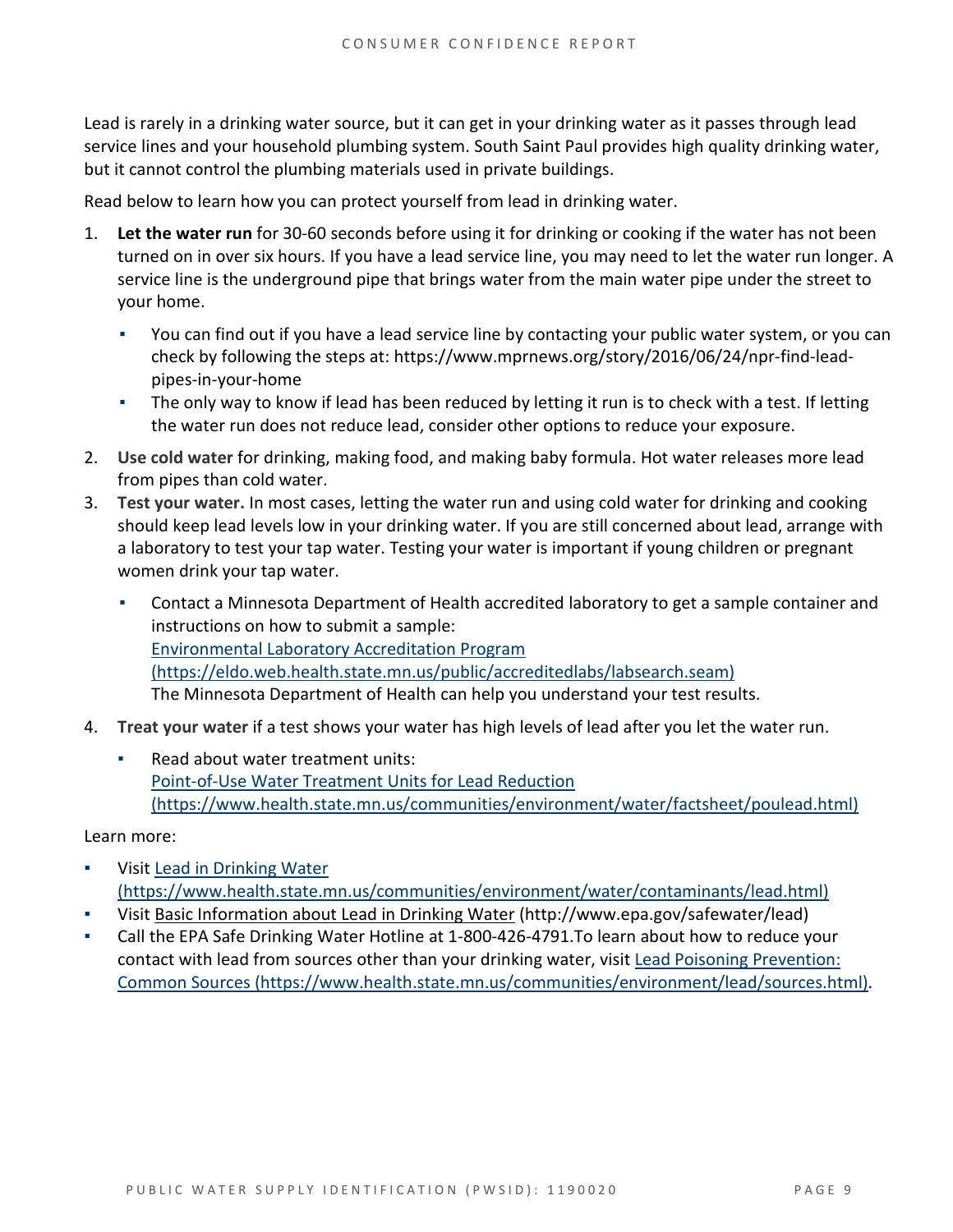Lead is rarely in a drinking water source, but it can get in your drinking water as it passes through lead service lines and your household plumbing system. South Saint Paul provides high quality drinking water, but it cannot control the plumbing materials used in private buildings.

Read below to learn how you can protect yourself from lead in drinking water.

1. **Let the water run** for 30-60 seconds before using it for drinking or cooking if the water has not been turned on in over six hours. If you have a lead service line, you may need to let the water run longer. A service line is the underground pipe that brings water from the main water pipe under the street to your home.
   - You can find out if you have a lead service line by contacting your public water system, or you can check by following the steps at: https://www.mprnews.org/story/2016/06/24/npr-find-lead-pipes-in-your-home
   - The only way to know if lead has been reduced by letting it run is to check with a test. If letting the water run does not reduce lead, consider other options to reduce your exposure.
2. **Use cold water** for drinking, making food, and making baby formula. Hot water releases more lead from pipes than cold water.
3. **Test your water.** In most cases, letting the water run and using cold water for drinking and cooking should keep lead levels low in your drinking water. If you are still concerned about lead, arrange with a laboratory to test your tap water. Testing your water is important if young children or pregnant women drink your tap water.
   - Contact a Minnesota Department of Health accredited laboratory to get a sample container and instructions on how to submit a sample:
     Environmental Laboratory Accreditation Program (https://eldo.web.health.state.mn.us/public/accreditedlabs/labsearch.seam)
     The Minnesota Department of Health can help you understand your test results.
4. **Treat your water** if a test shows your water has high levels of lead after you let the water run.
   - Read about water treatment units:
     Point-of-Use Water Treatment Units for Lead Reduction (https://www.health.state.mn.us/communities/environment/water/factsheet/poulead.html)

Learn more:

- Visit Lead in Drinking Water (https://www.health.state.mn.us/communities/environment/water/contaminants/lead.html)
- Visit Basic Information about Lead in Drinking Water (http://www.epa.gov/safewater/lead)
- Call the EPA Safe Drinking Water Hotline at 1-800-426-4791.To learn about how to reduce your contact with lead from sources other than your drinking water, visit Lead Poisoning Prevention: Common Sources (https://www.health.state.mn.us/communities/environment/lead/sources.html).